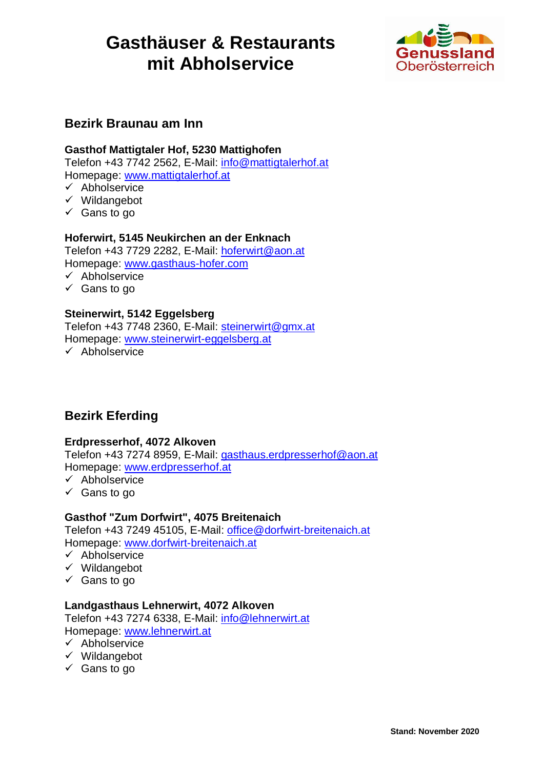# Gasthäuser & Restaurants mit Abholservice

Genussland Oberösterreich

## Bezirk Braunau am Inn

**Gasthof Mattigtaler Hof, 5230 Mattighofen**
Telefon +43 7742 2562, E-Mail: info@mattigtalerhof.at
Homepage: www.mattigtalerhof.at
- ✓ Abholservice
- ✓ Wildangebot
- ✓ Gans to go

**Hoferwirt, 5145 Neukirchen an der Enknach**
Telefon +43 7729 2282, E-Mail: hoferwirt@aon.at
Homepage: www.gasthaus-hofer.com
- ✓ Abholservice
- ✓ Gans to go

**Steinerwirt, 5142 Eggelsberg**
Telefon +43 7748 2360, E-Mail: steinerwirt@gmx.at
Homepage: www.steinerwirt-eggelsberg.at
- ✓ Abholservice

## Bezirk Eferding

**Erdpresserhof, 4072 Alkoven**
Telefon +43 7274 8959, E-Mail: gasthaus.erdpresserhof@aon.at
Homepage: www.erdpresserhof.at
- ✓ Abholservice
- ✓ Gans to go

**Gasthof "Zum Dorfwirt", 4075 Breitenaich**
Telefon +43 7249 45105, E-Mail: office@dorfwirt-breitenaich.at
Homepage: www.dorfwirt-breitenaich.at
- ✓ Abholservice
- ✓ Wildangebot
- ✓ Gans to go

**Landgasthaus Lehnerwirt, 4072 Alkoven**
Telefon +43 7274 6338, E-Mail: info@lehnerwirt.at
Homepage: www.lehnerwirt.at
- ✓ Abholservice
- ✓ Wildangebot
- ✓ Gans to go

**Stand: November 2020**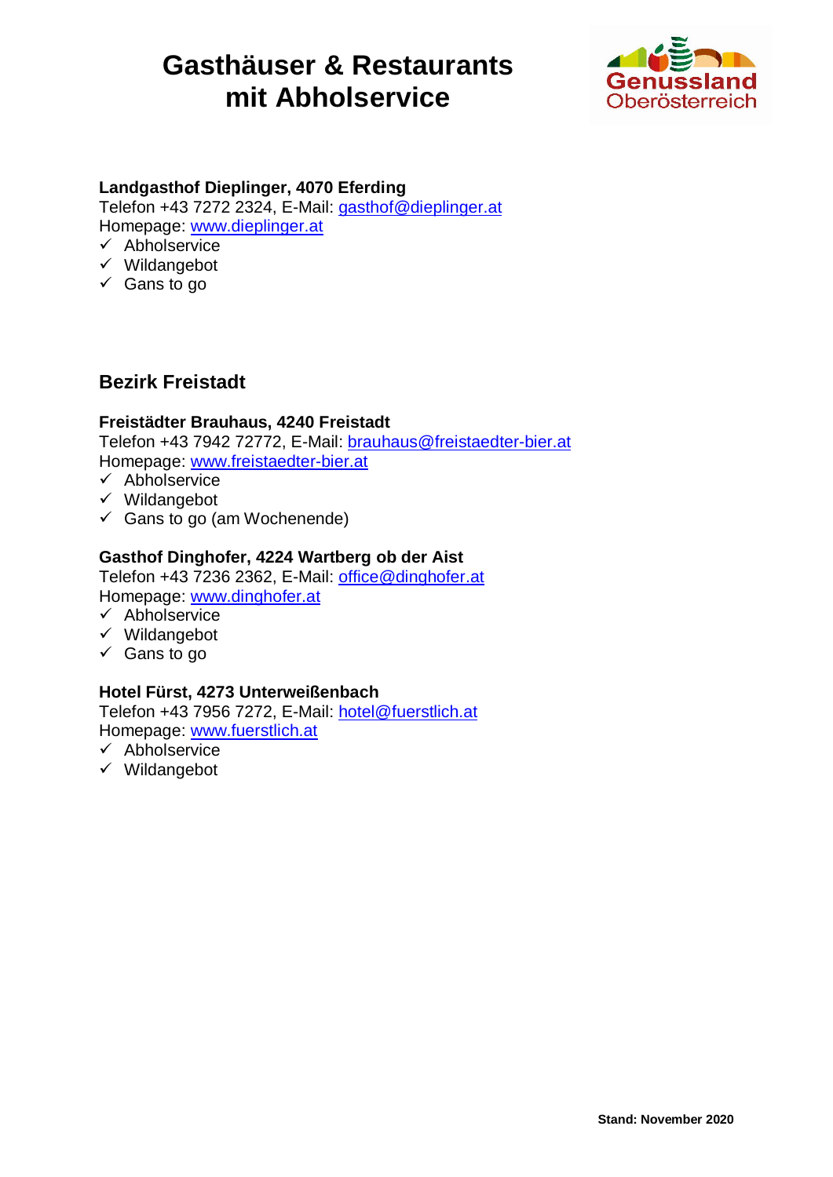# Gasthäuser & Restaurants mit Abholservice

**Landgasthof Dieplinger, 4070 Eferding**
Telefon +43 7272 2324, E-Mail: gasthof@dieplinger.at
Homepage: www.dieplinger.at
- ✓ Abholservice
- ✓ Wildangebot
- ✓ Gans to go

## Bezirk Freistadt

**Freistädter Brauhaus, 4240 Freistadt**
Telefon +43 7942 72772, E-Mail: brauhaus@freistaedter-bier.at
Homepage: www.freistaedter-bier.at
- ✓ Abholservice
- ✓ Wildangebot
- ✓ Gans to go (am Wochenende)

**Gasthof Dinghofer, 4224 Wartberg ob der Aist**
Telefon +43 7236 2362, E-Mail: office@dinghofer.at
Homepage: www.dinghofer.at
- ✓ Abholservice
- ✓ Wildangebot
- ✓ Gans to go

**Hotel Fürst, 4273 Unterweißenbach**
Telefon +43 7956 7272, E-Mail: hotel@fuerstlich.at
Homepage: www.fuerstlich.at
- ✓ Abholservice
- ✓ Wildangebot

**Stand: November 2020**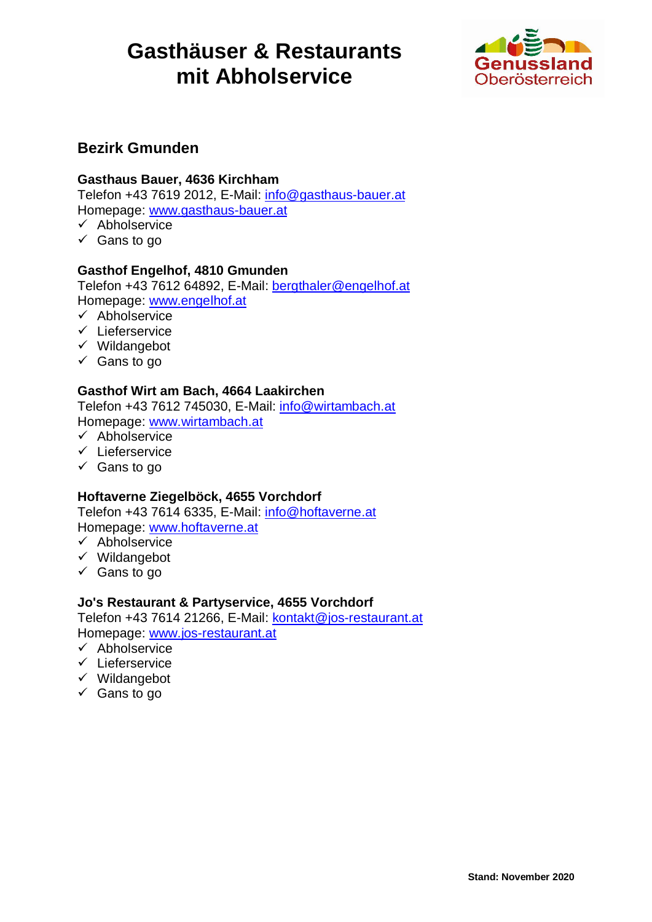# Gasthäuser & Restaurants mit Abholservice

## Bezirk Gmunden

**Gasthaus Bauer, 4636 Kirchham**
Telefon +43 7619 2012, E-Mail: info@gasthaus-bauer.at
Homepage: www.gasthaus-bauer.at
- ✓ Abholservice
- ✓ Gans to go

**Gasthof Engelhof, 4810 Gmunden**
Telefon +43 7612 64892, E-Mail: bergthaler@engelhof.at
Homepage: www.engelhof.at
- ✓ Abholservice
- ✓ Lieferservice
- ✓ Wildangebot
- ✓ Gans to go

**Gasthof Wirt am Bach, 4664 Laakirchen**
Telefon +43 7612 745030, E-Mail: info@wirtambach.at
Homepage: www.wirtambach.at
- ✓ Abholservice
- ✓ Lieferservice
- ✓ Gans to go

**Hoftaverne Ziegelböck, 4655 Vorchdorf**
Telefon +43 7614 6335, E-Mail: info@hoftaverne.at
Homepage: www.hoftaverne.at
- ✓ Abholservice
- ✓ Wildangebot
- ✓ Gans to go

**Jo's Restaurant & Partyservice, 4655 Vorchdorf**
Telefon +43 7614 21266, E-Mail: kontakt@jos-restaurant.at
Homepage: www.jos-restaurant.at
- ✓ Abholservice
- ✓ Lieferservice
- ✓ Wildangebot
- ✓ Gans to go

**Stand: November 2020**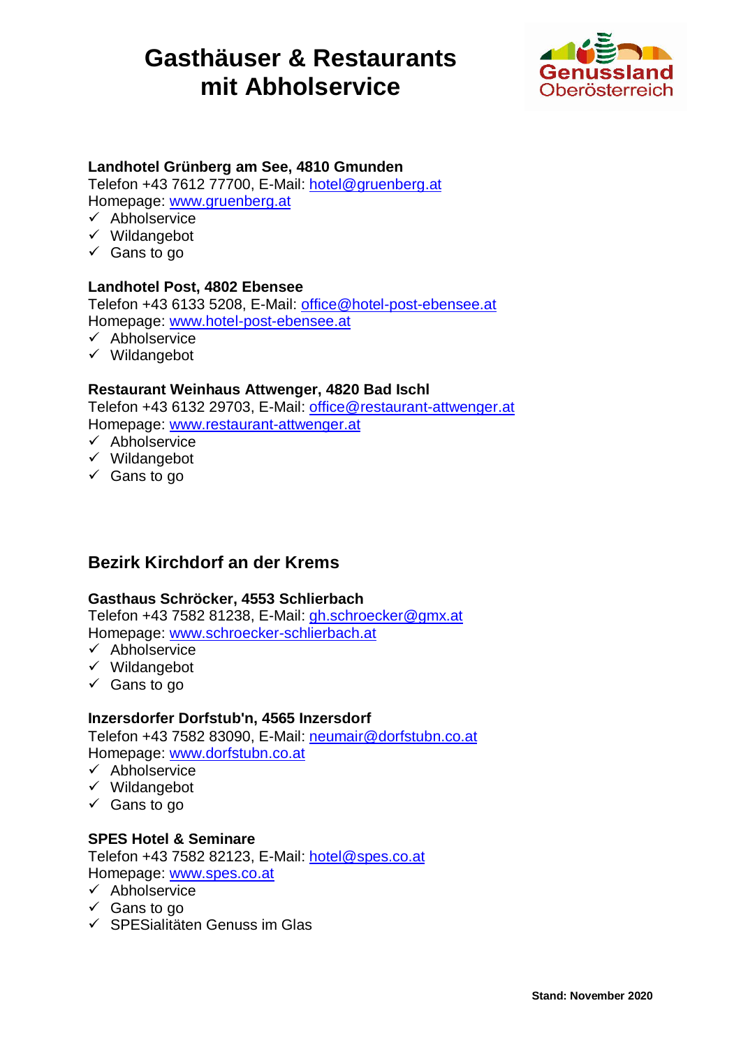# Gasthäuser & Restaurants mit Abholservice

**Landhotel Grünberg am See, 4810 Gmunden**
Telefon +43 7612 77700, E-Mail: hotel@gruenberg.at
Homepage: www.gruenberg.at

- ✓ Abholservice
- ✓ Wildangebot
- ✓ Gans to go

**Landhotel Post, 4802 Ebensee**
Telefon +43 6133 5208, E-Mail: office@hotel-post-ebensee.at
Homepage: www.hotel-post-ebensee.at

- ✓ Abholservice
- ✓ Wildangebot

**Restaurant Weinhaus Attwenger, 4820 Bad Ischl**
Telefon +43 6132 29703, E-Mail: office@restaurant-attwenger.at
Homepage: www.restaurant-attwenger.at

- ✓ Abholservice
- ✓ Wildangebot
- ✓ Gans to go

## Bezirk Kirchdorf an der Krems

**Gasthaus Schröcker, 4553 Schlierbach**
Telefon +43 7582 81238, E-Mail: gh.schroecker@gmx.at
Homepage: www.schroecker-schlierbach.at

- ✓ Abholservice
- ✓ Wildangebot
- ✓ Gans to go

**Inzersdorfer Dorfstub'n, 4565 Inzersdorf**
Telefon +43 7582 83090, E-Mail: neumair@dorfstubn.co.at
Homepage: www.dorfstubn.co.at

- ✓ Abholservice
- ✓ Wildangebot
- ✓ Gans to go

**SPES Hotel & Seminare**
Telefon +43 7582 82123, E-Mail: hotel@spes.co.at
Homepage: www.spes.co.at

- ✓ Abholservice
- ✓ Gans to go
- ✓ SPESialitäten Genuss im Glas

**Stand: November 2020**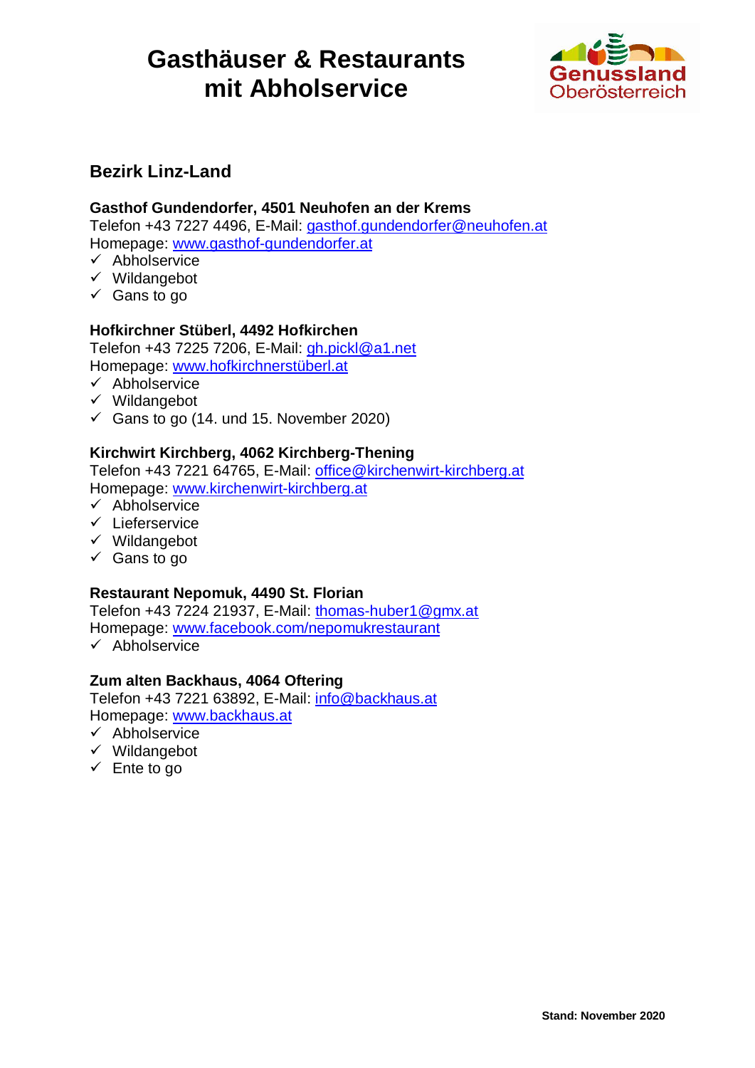# Gasthäuser & Restaurants mit Abholservice

Genussland Oberösterreich

## Bezirk Linz-Land

**Gasthof Gundendorfer, 4501 Neuhofen an der Krems**
Telefon +43 7227 4496, E-Mail: gasthof.gundendorfer@neuhofen.at
Homepage: www.gasthof-gundendorfer.at

- ✓ Abholservice
- ✓ Wildangebot
- ✓ Gans to go

**Hofkirchner Stüberl, 4492 Hofkirchen**
Telefon +43 7225 7206, E-Mail: gh.pickl@a1.net
Homepage: www.hofkirchnerstüberl.at

- ✓ Abholservice
- ✓ Wildangebot
- ✓ Gans to go (14. und 15. November 2020)

**Kirchwirt Kirchberg, 4062 Kirchberg-Thening**
Telefon +43 7221 64765, E-Mail: office@kirchenwirt-kirchberg.at
Homepage: www.kirchenwirt-kirchberg.at

- ✓ Abholservice
- ✓ Lieferservice
- ✓ Wildangebot
- ✓ Gans to go

**Restaurant Nepomuk, 4490 St. Florian**
Telefon +43 7224 21937, E-Mail: thomas-huber1@gmx.at
Homepage: www.facebook.com/nepomukrestaurant

- ✓ Abholservice

**Zum alten Backhaus, 4064 Oftering**
Telefon +43 7221 63892, E-Mail: info@backhaus.at
Homepage: www.backhaus.at

- ✓ Abholservice
- ✓ Wildangebot
- ✓ Ente to go

**Stand: November 2020**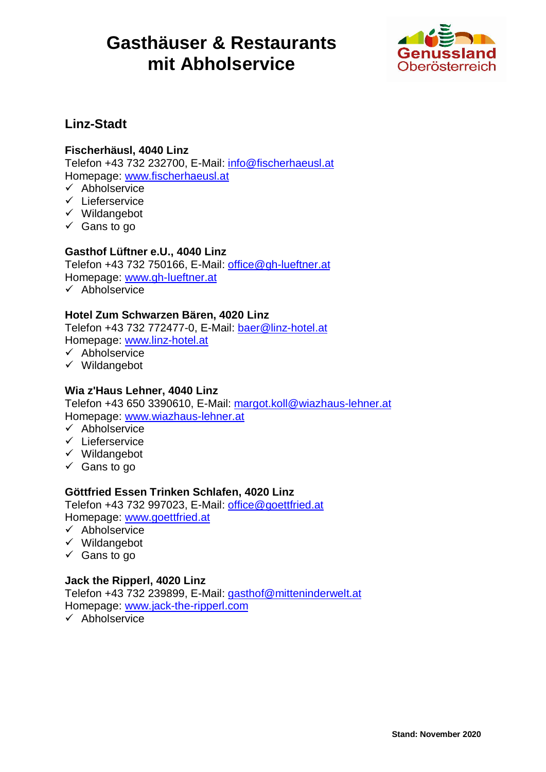# Gasthäuser & Restaurants mit Abholservice

Genussland Oberösterreich

## Linz-Stadt

**Fischerhäusl, 4040 Linz**
Telefon +43 732 232700, E-Mail: info@fischerhaeusl.at
Homepage: www.fischerhaeusl.at
- ✓ Abholservice
- ✓ Lieferservice
- ✓ Wildangebot
- ✓ Gans to go

**Gasthof Lüftner e.U., 4040 Linz**
Telefon +43 732 750166, E-Mail: office@gh-lueftner.at
Homepage: www.gh-lueftner.at
- ✓ Abholservice

**Hotel Zum Schwarzen Bären, 4020 Linz**
Telefon +43 732 772477-0, E-Mail: baer@linz-hotel.at
Homepage: www.linz-hotel.at
- ✓ Abholservice
- ✓ Wildangebot

**Wia z'Haus Lehner, 4040 Linz**
Telefon +43 650 3390610, E-Mail: margot.koll@wiazhaus-lehner.at
Homepage: www.wiazhaus-lehner.at
- ✓ Abholservice
- ✓ Lieferservice
- ✓ Wildangebot
- ✓ Gans to go

**Göttfried Essen Trinken Schlafen, 4020 Linz**
Telefon +43 732 997023, E-Mail: office@goettfried.at
Homepage: www.goettfried.at
- ✓ Abholservice
- ✓ Wildangebot
- ✓ Gans to go

**Jack the Ripperl, 4020 Linz**
Telefon +43 732 239899, E-Mail: gasthof@mitteninderwelt.at
Homepage: www.jack-the-ripperl.com
- ✓ Abholservice

**Stand: November 2020**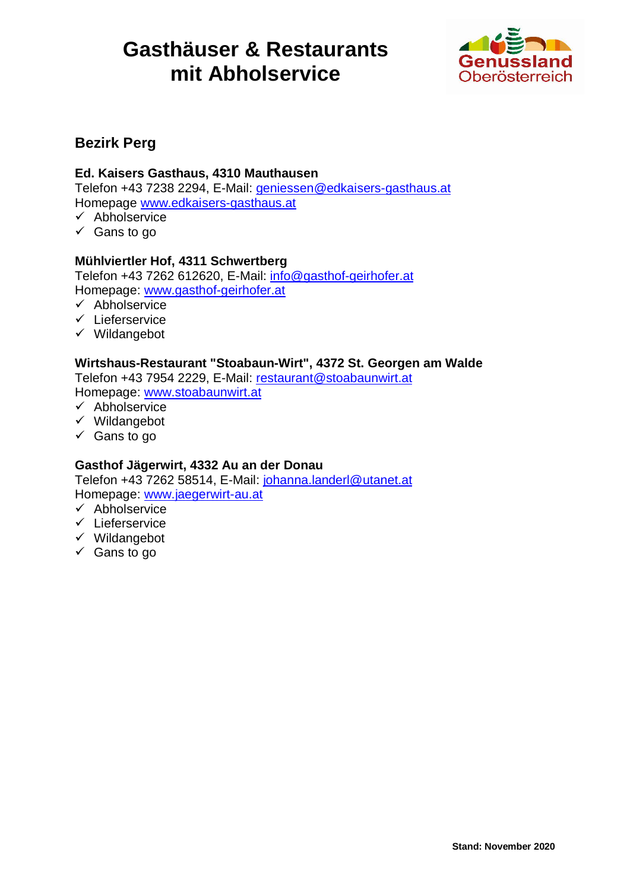# Gasthäuser & Restaurants mit Abholservice

Genussland Oberösterreich

## Bezirk Perg

**Ed. Kaisers Gasthaus, 4310 Mauthausen**
Telefon +43 7238 2294, E-Mail: geniessen@edkaisers-gasthaus.at
Homepage www.edkaisers-gasthaus.at
- ✓ Abholservice
- ✓ Gans to go

**Mühlviertler Hof, 4311 Schwertberg**
Telefon +43 7262 612620, E-Mail: info@gasthof-geirhofer.at
Homepage: www.gasthof-geirhofer.at
- ✓ Abholservice
- ✓ Lieferservice
- ✓ Wildangebot

**Wirtshaus-Restaurant "Stoabaun-Wirt", 4372 St. Georgen am Walde**
Telefon +43 7954 2229, E-Mail: restaurant@stoabaunwirt.at
Homepage: www.stoabaunwirt.at
- ✓ Abholservice
- ✓ Wildangebot
- ✓ Gans to go

**Gasthof Jägerwirt, 4332 Au an der Donau**
Telefon +43 7262 58514, E-Mail: johanna.landerl@utanet.at
Homepage: www.jaegerwirt-au.at
- ✓ Abholservice
- ✓ Lieferservice
- ✓ Wildangebot
- ✓ Gans to go

**Stand: November 2020**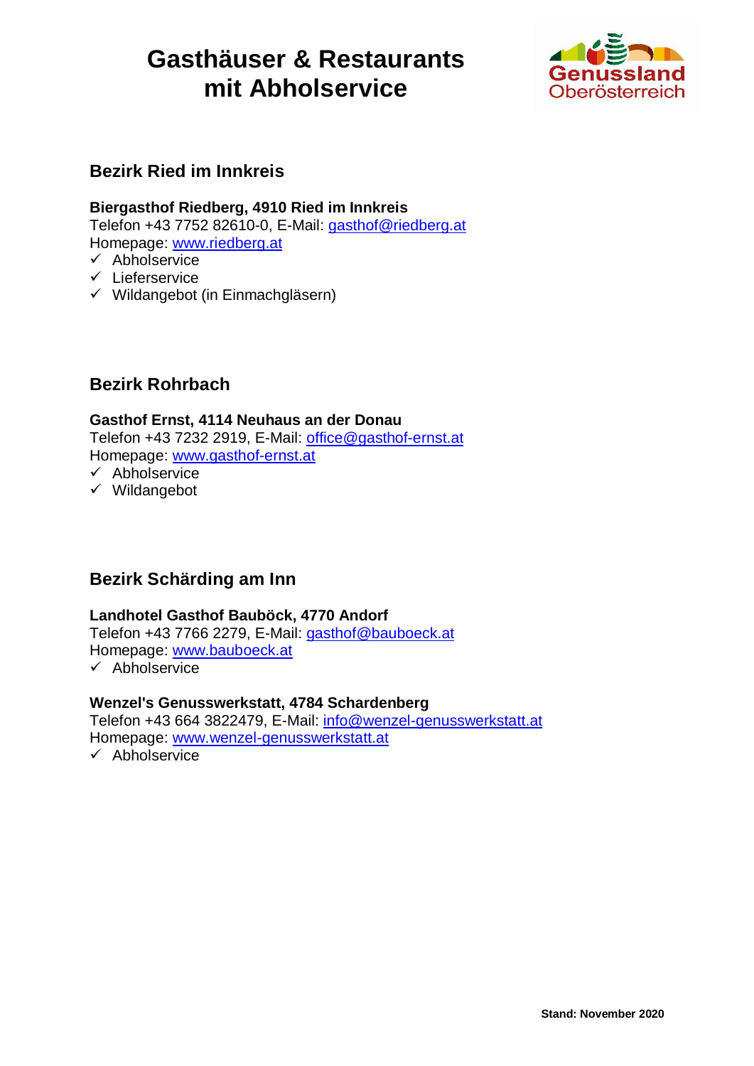# Gasthäuser & Restaurants mit Abholservice

Genussland Oberösterreich

## Bezirk Ried im Innkreis

**Biergasthof Riedberg, 4910 Ried im Innkreis**
Telefon +43 7752 82610-0, E-Mail: gasthof@riedberg.at
Homepage: www.riedberg.at

- ✓ Abholservice
- ✓ Lieferservice
- ✓ Wildangebot (in Einmachgläsern)

## Bezirk Rohrbach

**Gasthof Ernst, 4114 Neuhaus an der Donau**
Telefon +43 7232 2919, E-Mail: office@gasthof-ernst.at
Homepage: www.gasthof-ernst.at

- ✓ Abholservice
- ✓ Wildangebot

## Bezirk Schärding am Inn

**Landhotel Gasthof Bauböck, 4770 Andorf**
Telefon +43 7766 2279, E-Mail: gasthof@bauboeck.at
Homepage: www.bauboeck.at

- ✓ Abholservice

**Wenzel's Genusswerkstatt, 4784 Schardenberg**
Telefon +43 664 3822479, E-Mail: info@wenzel-genusswerkstatt.at
Homepage: www.wenzel-genusswerkstatt.at

- ✓ Abholservice

**Stand: November 2020**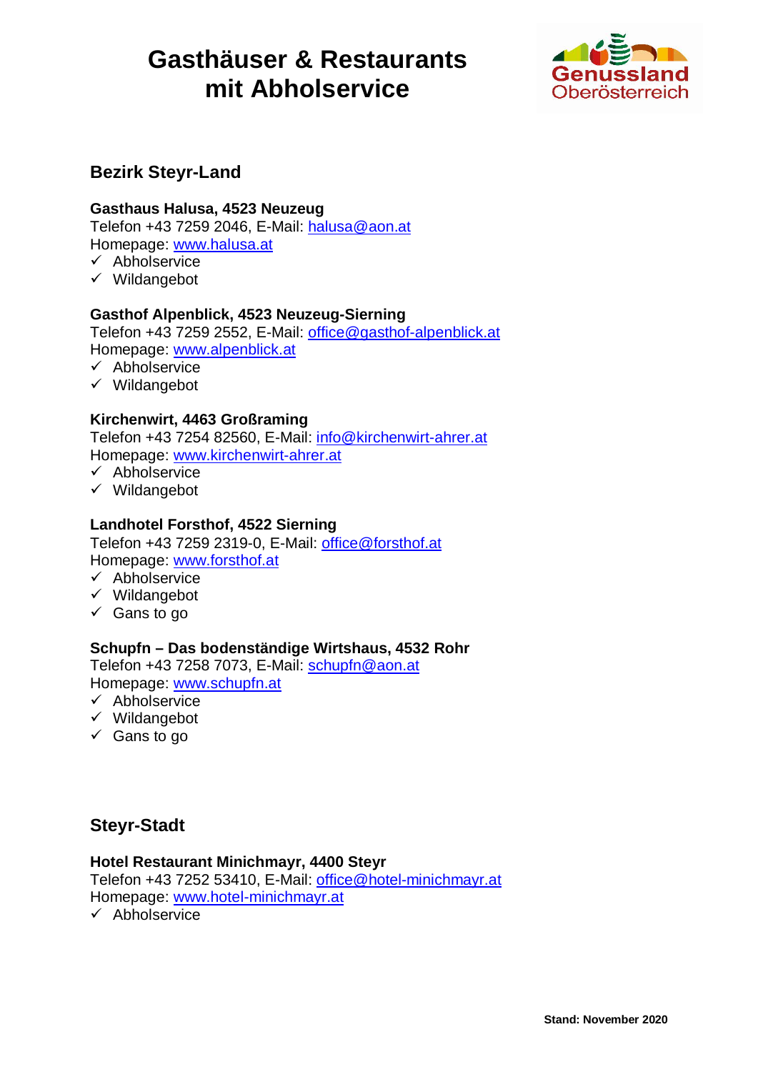# Gasthäuser & Restaurants mit Abholservice

Genussland Oberösterreich

## Bezirk Steyr-Land

**Gasthaus Halusa, 4523 Neuzeug**
Telefon +43 7259 2046, E-Mail: halusa@aon.at
Homepage: www.halusa.at
- ✓ Abholservice
- ✓ Wildangebot

**Gasthof Alpenblick, 4523 Neuzeug-Sierning**
Telefon +43 7259 2552, E-Mail: office@gasthof-alpenblick.at
Homepage: www.alpenblick.at
- ✓ Abholservice
- ✓ Wildangebot

**Kirchenwirt, 4463 Großraming**
Telefon +43 7254 82560, E-Mail: info@kirchenwirt-ahrer.at
Homepage: www.kirchenwirt-ahrer.at
- ✓ Abholservice
- ✓ Wildangebot

**Landhotel Forsthof, 4522 Sierning**
Telefon +43 7259 2319-0, E-Mail: office@forsthof.at
Homepage: www.forsthof.at
- ✓ Abholservice
- ✓ Wildangebot
- ✓ Gans to go

**Schupfn – Das bodenständige Wirtshaus, 4532 Rohr**
Telefon +43 7258 7073, E-Mail: schupfn@aon.at
Homepage: www.schupfn.at
- ✓ Abholservice
- ✓ Wildangebot
- ✓ Gans to go

## Steyr-Stadt

**Hotel Restaurant Minichmayr, 4400 Steyr**
Telefon +43 7252 53410, E-Mail: office@hotel-minichmayr.at
Homepage: www.hotel-minichmayr.at
- ✓ Abholservice

**Stand: November 2020**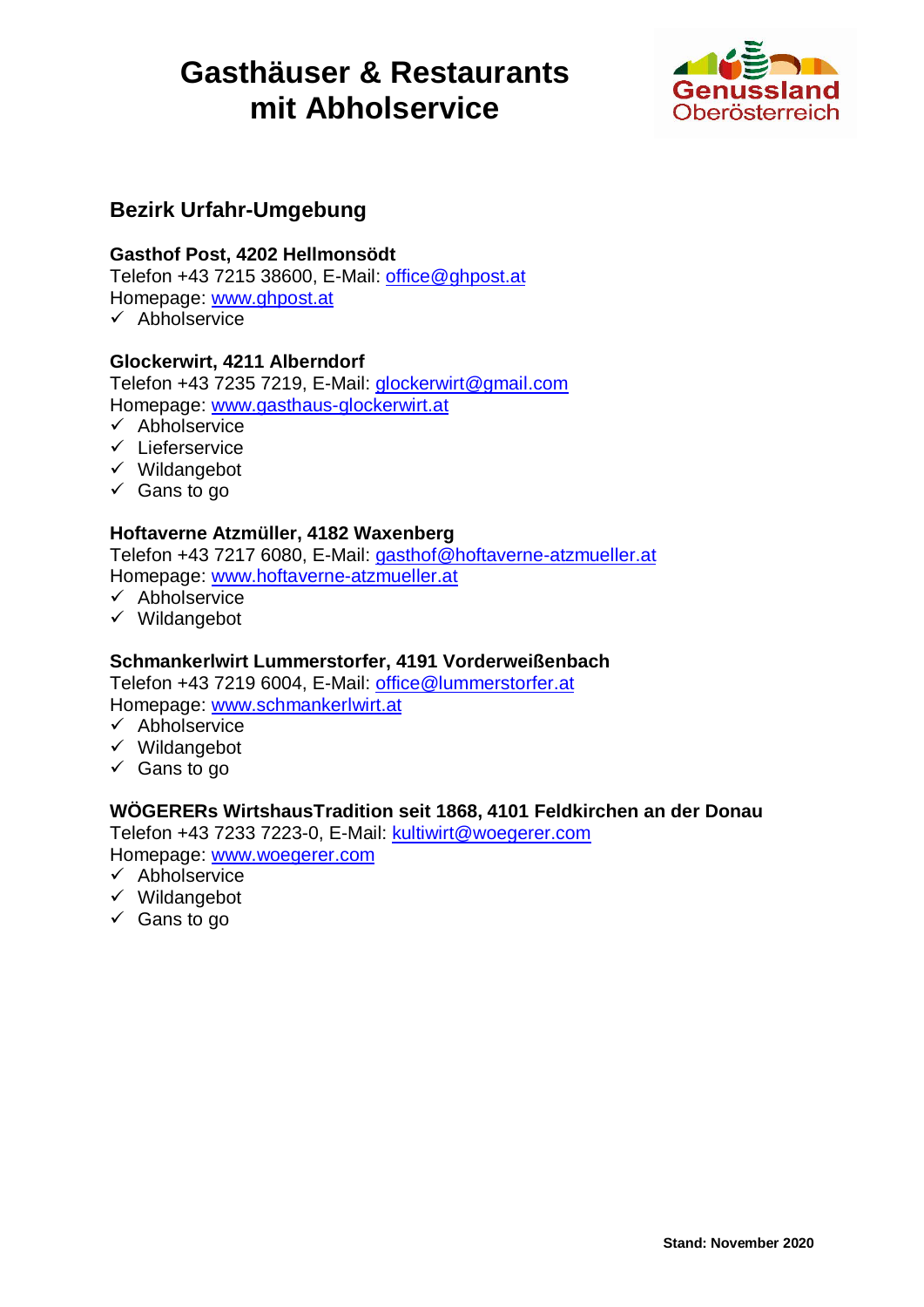# Gasthäuser & Restaurants mit Abholservice

Genussland Oberösterreich

## Bezirk Urfahr-Umgebung

**Gasthof Post, 4202 Hellmonsödt**
Telefon +43 7215 38600, E-Mail: office@ghpost.at
Homepage: www.ghpost.at
- ✓ Abholservice

**Glockerwirt, 4211 Alberndorf**
Telefon +43 7235 7219, E-Mail: glockerwirt@gmail.com
Homepage: www.gasthaus-glockerwirt.at
- ✓ Abholservice
- ✓ Lieferservice
- ✓ Wildangebot
- ✓ Gans to go

**Hoftaverne Atzmüller, 4182 Waxenberg**
Telefon +43 7217 6080, E-Mail: gasthof@hoftaverne-atzmueller.at
Homepage: www.hoftaverne-atzmueller.at
- ✓ Abholservice
- ✓ Wildangebot

**Schmankerlwirt Lummerstorfer, 4191 Vorderweißenbach**
Telefon +43 7219 6004, E-Mail: office@lummerstorfer.at
Homepage: www.schmankerlwirt.at
- ✓ Abholservice
- ✓ Wildangebot
- ✓ Gans to go

**WÖGERERs WirtshausTradition seit 1868, 4101 Feldkirchen an der Donau**
Telefon +43 7233 7223-0, E-Mail: kultiwirt@woegerer.com
Homepage: www.woegerer.com
- ✓ Abholservice
- ✓ Wildangebot
- ✓ Gans to go

**Stand: November 2020**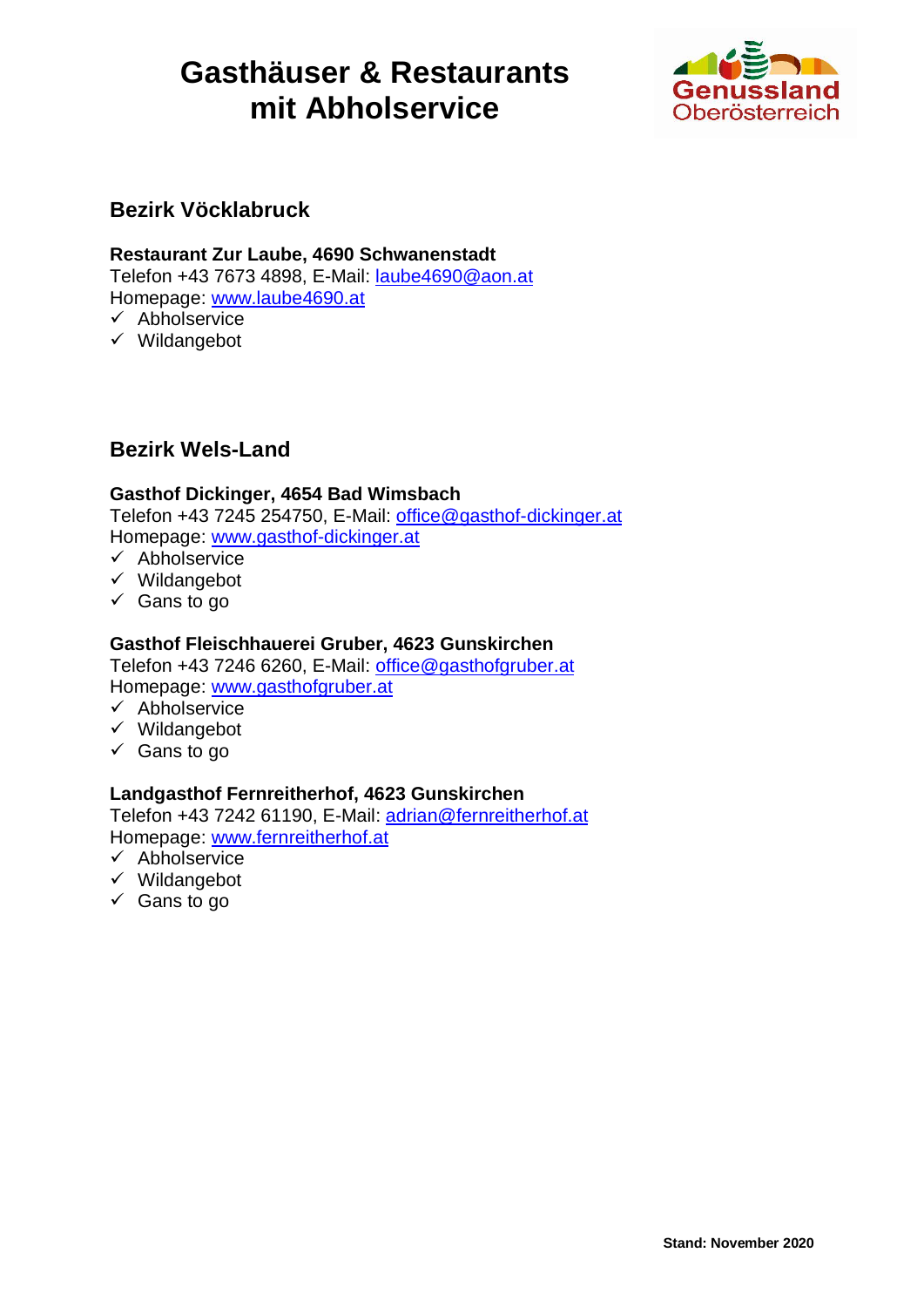# Gasthäuser & Restaurants mit Abholservice

Genussland Oberösterreich

## Bezirk Vöcklabruck

**Restaurant Zur Laube, 4690 Schwanenstadt**
Telefon +43 7673 4898, E-Mail: laube4690@aon.at
Homepage: www.laube4690.at

- ✓ Abholservice
- ✓ Wildangebot

## Bezirk Wels-Land

**Gasthof Dickinger, 4654 Bad Wimsbach**
Telefon +43 7245 254750, E-Mail: office@gasthof-dickinger.at
Homepage: www.gasthof-dickinger.at

- ✓ Abholservice
- ✓ Wildangebot
- ✓ Gans to go

**Gasthof Fleischhauerei Gruber, 4623 Gunskirchen**
Telefon +43 7246 6260, E-Mail: office@gasthofgruber.at
Homepage: www.gasthofgruber.at

- ✓ Abholservice
- ✓ Wildangebot
- ✓ Gans to go

**Landgasthof Fernreitherhof, 4623 Gunskirchen**
Telefon +43 7242 61190, E-Mail: adrian@fernreitherhof.at
Homepage: www.fernreitherhof.at

- ✓ Abholservice
- ✓ Wildangebot
- ✓ Gans to go

**Stand: November 2020**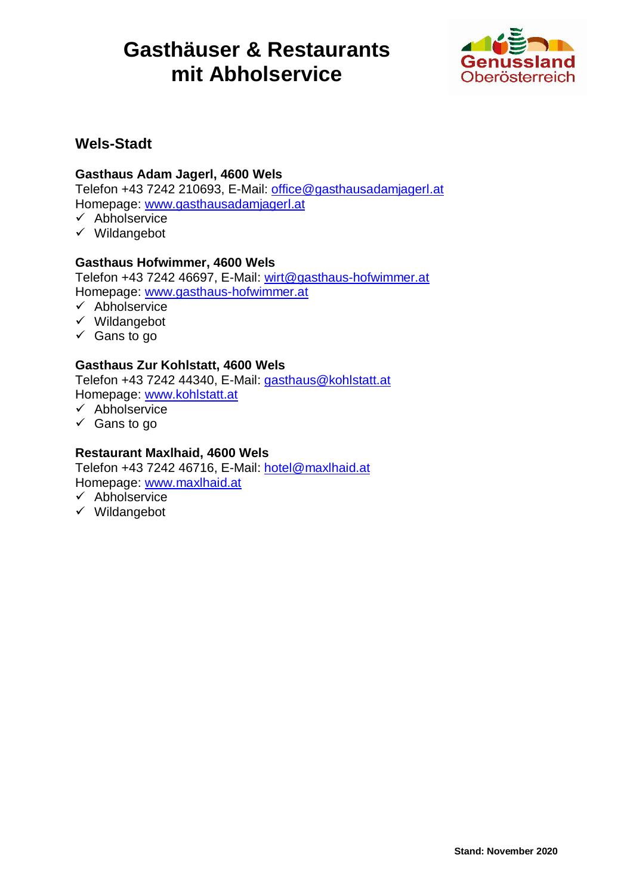# Gasthäuser & Restaurants mit Abholservice

Genussland Oberösterreich

## Wels-Stadt

**Gasthaus Adam Jagerl, 4600 Wels**
Telefon +43 7242 210693, E-Mail: office@gasthausadamjagerl.at
Homepage: www.gasthausadamjagerl.at

- ✓ Abholservice
- ✓ Wildangebot

**Gasthaus Hofwimmer, 4600 Wels**
Telefon +43 7242 46697, E-Mail: wirt@gasthaus-hofwimmer.at
Homepage: www.gasthaus-hofwimmer.at

- ✓ Abholservice
- ✓ Wildangebot
- ✓ Gans to go

**Gasthaus Zur Kohlstatt, 4600 Wels**
Telefon +43 7242 44340, E-Mail: gasthaus@kohlstatt.at
Homepage: www.kohlstatt.at

- ✓ Abholservice
- ✓ Gans to go

**Restaurant Maxlhaid, 4600 Wels**
Telefon +43 7242 46716, E-Mail: hotel@maxlhaid.at
Homepage: www.maxlhaid.at

- ✓ Abholservice
- ✓ Wildangebot

**Stand: November 2020**